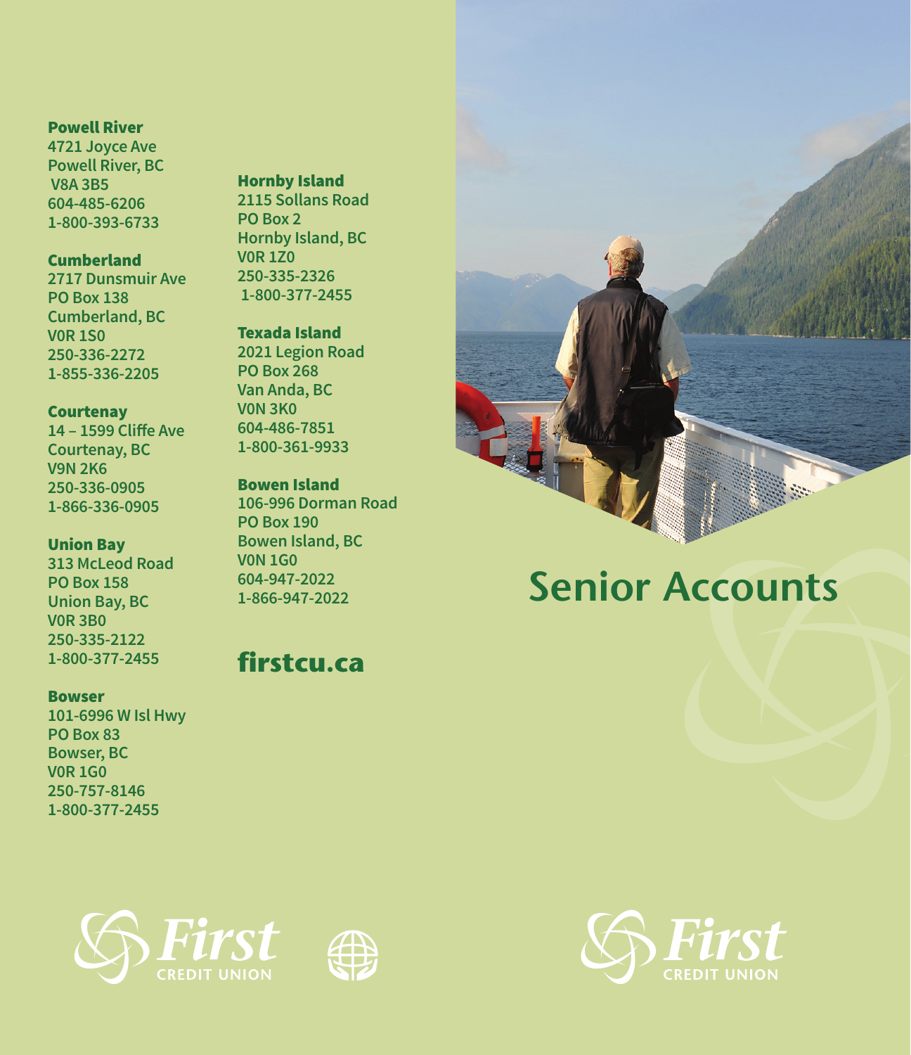**Powell River**
4721 Joyce Ave
Powell River, BC
V8A 3B5
604-485-6206
1-800-393-6733

**Cumberland**
2717 Dunsmuir Ave
PO Box 138
Cumberland, BC
V0R 1S0
250-336-2272
1-855-336-2205

**Courtenay**
14 – 1599 Cliffe Ave
Courtenay, BC
V9N 2K6
250-336-0905
1-866-336-0905

**Union Bay**
313 McLeod Road
PO Box 158
Union Bay, BC
V0R 3B0
250-335-2122
1-800-377-2455

**Bowser**
101-6996 W Isl Hwy
PO Box 83
Bowser, BC
V0R 1G0
250-757-8146
1-800-377-2455

**Hornby Island**
2115 Sollans Road
PO Box 2
Hornby Island, BC
V0R 1Z0
250-335-2326
1-800-377-2455

**Texada Island**
2021 Legion Road
PO Box 268
Van Anda, BC
V0N 3K0
604-486-7851
1-800-361-9933

**Bowen Island**
106-996 Dorman Road
PO Box 190
Bowen Island, BC
V0N 1G0
604-947-2022
1-866-947-2022

**firstcu.ca**

First CREDIT UNION

# Senior Accounts

First CREDIT UNION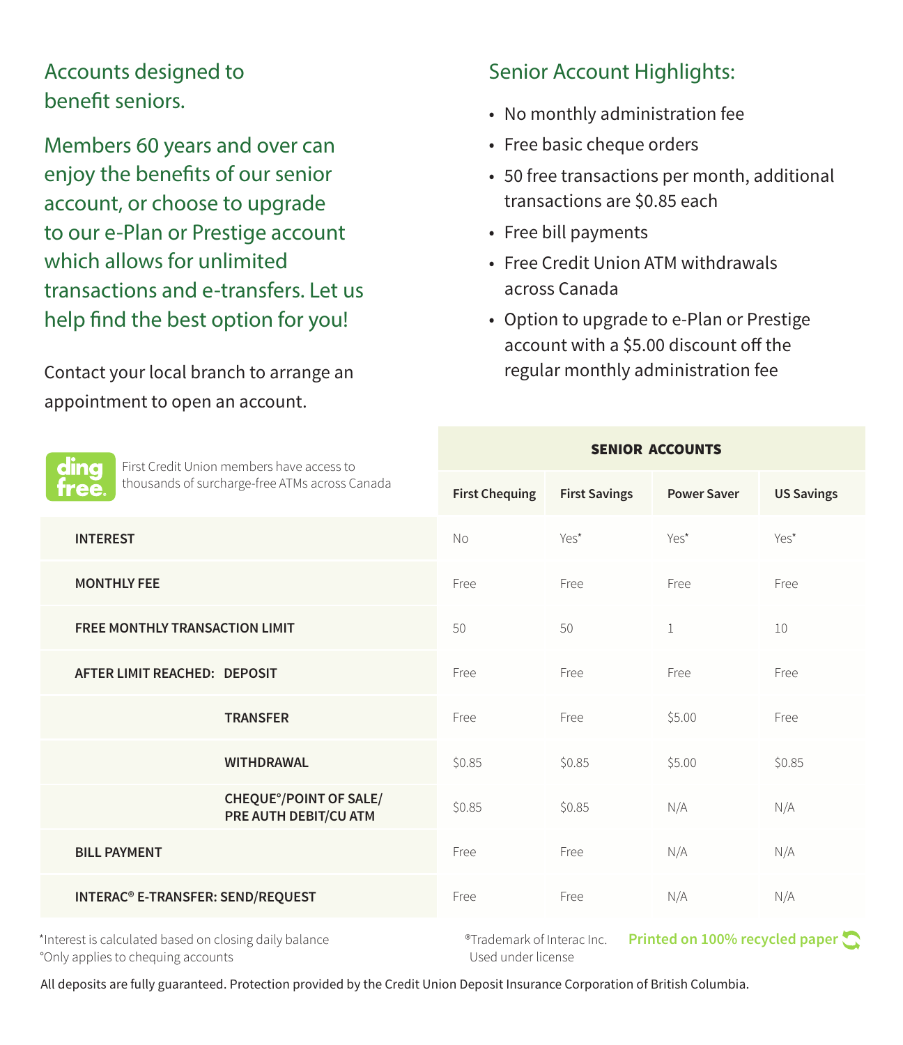## Accounts designed to benefit seniors.

Members 60 years and over can enjoy the benefits of our senior account, or choose to upgrade to our e-Plan or Prestige account which allows for unlimited transactions and e-transfers. Let us help find the best option for you!

Contact your local branch to arrange an appointment to open an account.

## Senior Account Highlights:

- No monthly administration fee
- Free basic cheque orders
- 50 free transactions per month, additional transactions are $0.85 each
- Free bill payments
- Free Credit Union ATM withdrawals across Canada
- Option to upgrade to e-Plan or Prestige account with a $5.00 discount off the regular monthly administration fee

ding free. First Credit Union members have access to thousands of surcharge-free ATMs across Canada

| | | SENIOR ACCOUNTS | | | |
|---|---|---|---|---|---|
| | | First Chequing | First Savings | Power Saver | US Savings |
| INTEREST | | No | Yes* | Yes* | Yes* |
| MONTHLY FEE | | Free | Free | Free | Free |
| FREE MONTHLY TRANSACTION LIMIT | | 50 | 50 | 1 | 10 |
| AFTER LIMIT REACHED: | DEPOSIT | Free | Free | Free | Free |
| | TRANSFER | Free | Free | $5.00 | Free |
| | WITHDRAWAL | $0.85 | $0.85 | $5.00 | $0.85 |
| | CHEQUE°/POINT OF SALE/ PRE AUTH DEBIT/CU ATM | $0.85 | $0.85 | N/A | N/A |
| BILL PAYMENT | | Free | Free | N/A | N/A |
| INTERAC® E-TRANSFER: SEND/REQUEST | | Free | Free | N/A | N/A |

*Interest is calculated based on closing daily balance
°Only applies to chequing accounts

®Trademark of Interac Inc. Used under license

Printed on 100% recycled paper

All deposits are fully guaranteed. Protection provided by the Credit Union Deposit Insurance Corporation of British Columbia.